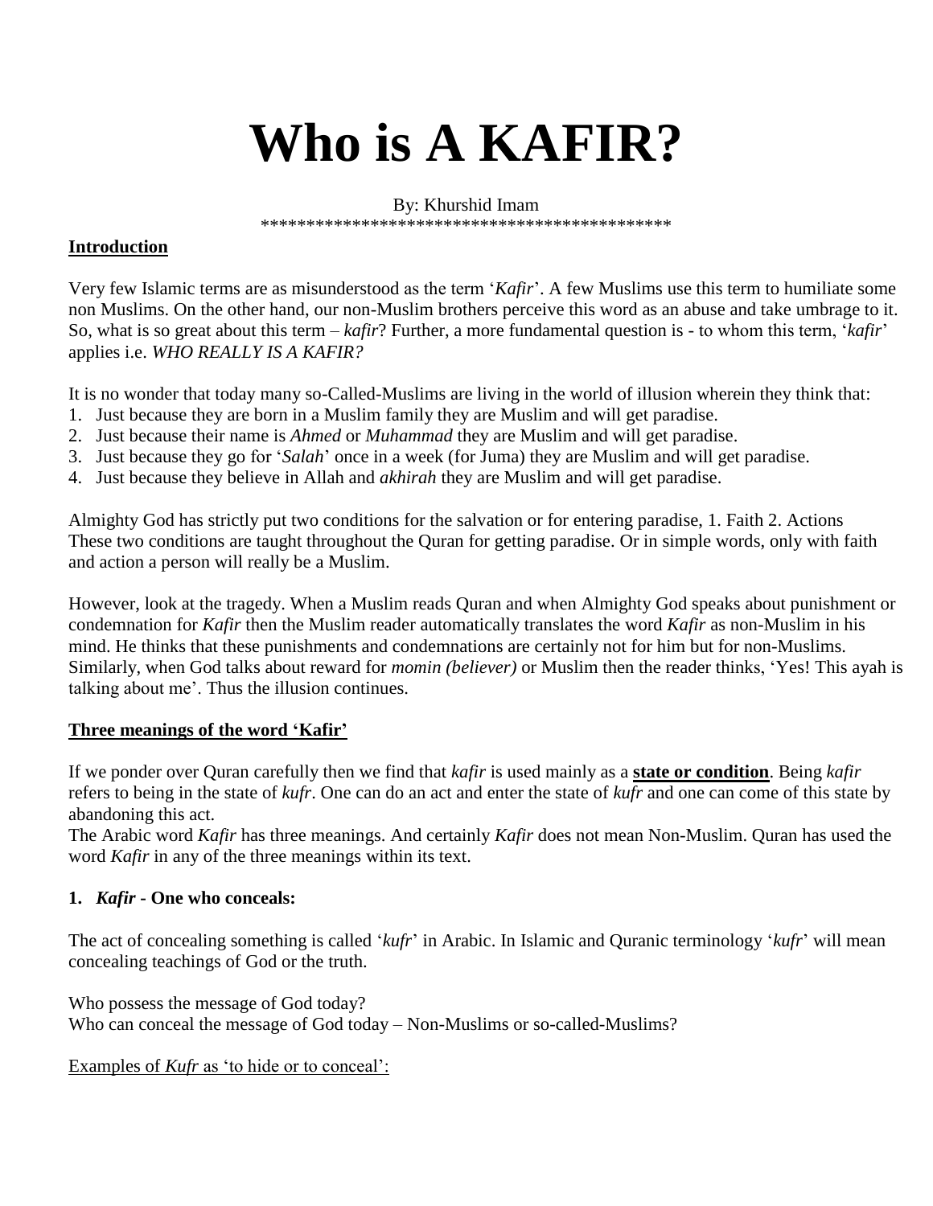# Who is A KAFIR?

By: Khurshid Imam

*********************************************

**Introduction**

Very few Islamic terms are as misunderstood as the term '*Kafir*'. A few Muslims use this term to humiliate some non Muslims. On the other hand, our non-Muslim brothers perceive this word as an abuse and take umbrage to it. So, what is so great about this term – *kafir*? Further, a more fundamental question is - to whom this term, '*kafir*' applies i.e. *WHO REALLY IS A KAFIR?*

It is no wonder that today many so-Called-Muslims are living in the world of illusion wherein they think that:

1. Just because they are born in a Muslim family they are Muslim and will get paradise.
2. Just because their name is *Ahmed* or *Muhammad* they are Muslim and will get paradise.
3. Just because they go for '*Salah*' once in a week (for Juma) they are Muslim and will get paradise.
4. Just because they believe in Allah and *akhirah* they are Muslim and will get paradise.

Almighty God has strictly put two conditions for the salvation or for entering paradise, 1. Faith 2. Actions These two conditions are taught throughout the Quran for getting paradise. Or in simple words, only with faith and action a person will really be a Muslim.

However, look at the tragedy. When a Muslim reads Quran and when Almighty God speaks about punishment or condemnation for *Kafir* then the Muslim reader automatically translates the word *Kafir* as non-Muslim in his mind. He thinks that these punishments and condemnations are certainly not for him but for non-Muslims. Similarly, when God talks about reward for *momin (believer)* or Muslim then the reader thinks, 'Yes! This ayah is talking about me'. Thus the illusion continues.

**Three meanings of the word 'Kafir'**

If we ponder over Quran carefully then we find that *kafir* is used mainly as a **state or condition**. Being *kafir* refers to being in the state of *kufr*. One can do an act and enter the state of *kufr* and one can come of this state by abandoning this act.

The Arabic word *Kafir* has three meanings. And certainly *Kafir* does not mean Non-Muslim. Quran has used the word *Kafir* in any of the three meanings within its text.

**1. *Kafir* - One who conceals:**

The act of concealing something is called '*kufr*' in Arabic. In Islamic and Quranic terminology '*kufr*' will mean concealing teachings of God or the truth.

Who possess the message of God today?
Who can conceal the message of God today – Non-Muslims or so-called-Muslims?

Examples of *Kufr* as 'to hide or to conceal':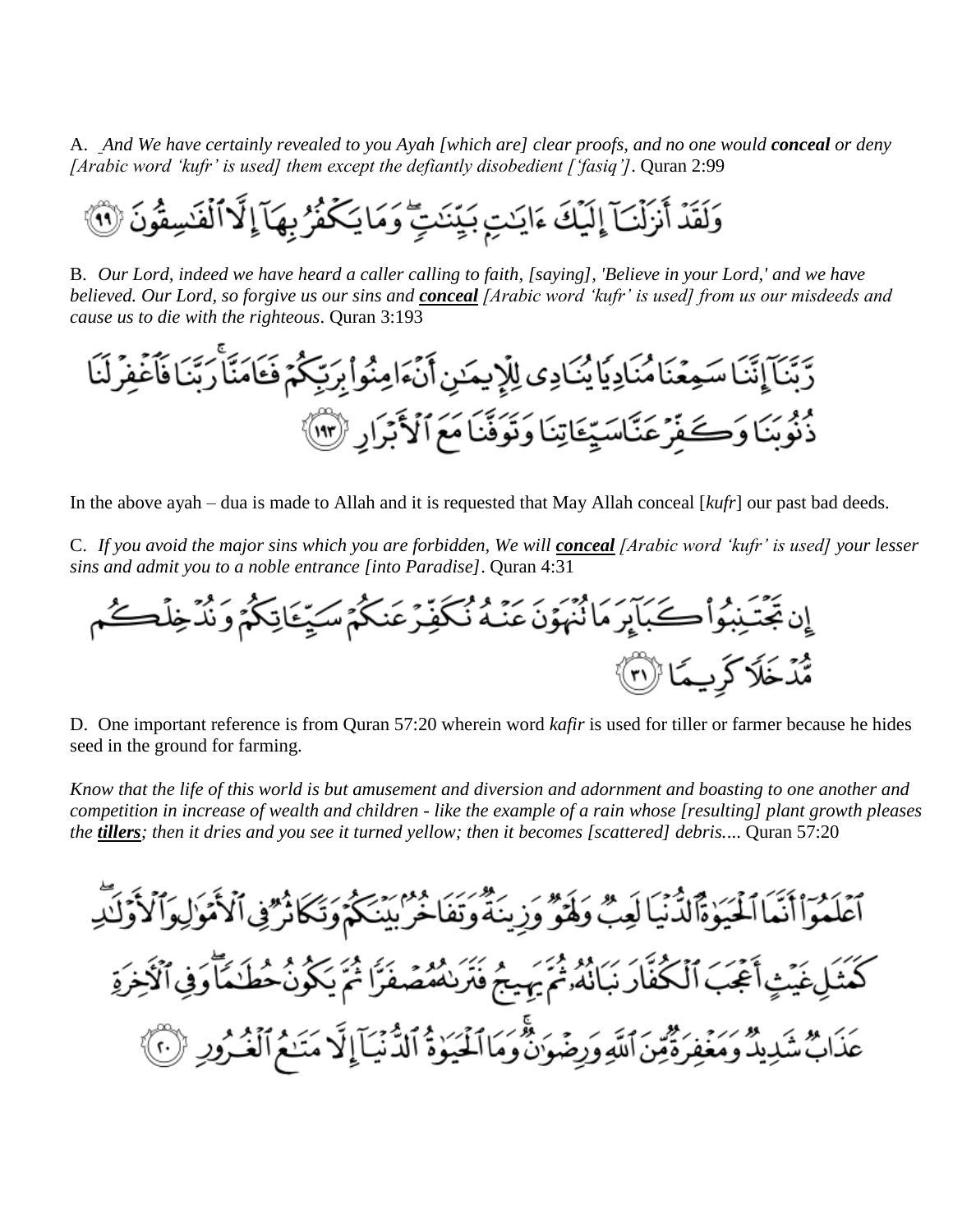A. *And We have certainly revealed to you Ayah [which are] clear proofs, and no one would **conceal** or deny [Arabic word 'kufr' is used] them except the defiantly disobedient ['fasiq'].* Quran 2:99

وَلَقَدْ أَنزَلْنَآ إِلَيْكَ ءَايَـٰتٍۭ بَيِّنَـٰتٍ ۖ وَمَا يَكْفُرُ بِهَآ إِلَّا ٱلْفَـٰسِقُونَ ﴿٩٩﴾

B. *Our Lord, indeed we have heard a caller calling to faith, [saying], 'Believe in your Lord,' and we have believed. Our Lord, so forgive us our sins and **conceal** [Arabic word 'kufr' is used] from us our misdeeds and cause us to die with the righteous.* Quran 3:193

رَّبَّنَآ إِنَّنَا سَمِعْنَا مُنَادِيًا يُنَادِى لِلْإِيمَـٰنِ أَنْ ءَامِنُوا۟ بِرَبِّكُمْ فَـَٔامَنَّا ۚ رَبَّنَا فَٱغْفِرْ لَنَا ذُنُوبَنَا وَكَفِّرْ عَنَّا سَيِّـَٔاتِنَا وَتَوَفَّنَا مَعَ ٱلْأَبْرَارِ ﴿١٩٣﴾

In the above ayah – dua is made to Allah and it is requested that May Allah conceal [*kufr*] our past bad deeds.

C. *If you avoid the major sins which you are forbidden, We will **conceal** [Arabic word 'kufr' is used] your lesser sins and admit you to a noble entrance [into Paradise].* Quran 4:31

إِن تَجْتَنِبُوا۟ كَبَآئِرَ مَا تُنْهَوْنَ عَنْهُ نُكَفِّرْ عَنكُمْ سَيِّـَٔاتِكُمْ وَنُدْخِلْكُم مُّدْخَلًا كَرِيمًا ﴿٣١﴾

D. One important reference is from Quran 57:20 wherein word *kafir* is used for tiller or farmer because he hides seed in the ground for farming.

*Know that the life of this world is but amusement and diversion and adornment and boasting to one another and competition in increase of wealth and children - like the example of a rain whose [resulting] plant growth pleases the **tillers**; then it dries and you see it turned yellow; then it becomes [scattered] debris....* Quran 57:20

ٱعْلَمُوٓا۟ أَنَّمَا ٱلْحَيَوٰةُ ٱلدُّنْيَا لَعِبٌ وَلَهْوٌ وَزِينَةٌ وَتَفَاخُرٌۢ بَيْنَكُمْ وَتَكَاثُرٌ فِى ٱلْأَمْوَٰلِ وَٱلْأَوْلَـٰدِ ۖ كَمَثَلِ غَيْثٍ أَعْجَبَ ٱلْكُفَّارَ نَبَاتُهُۥ ثُمَّ يَهِيجُ فَتَرَىٰهُ مُصْفَرًّا ثُمَّ يَكُونُ حُطَـٰمًا ۖ وَفِى ٱلْـَٔاخِرَةِ عَذَابٌ شَدِيدٌ وَمَغْفِرَةٌ مِّنَ ٱللَّهِ وَرِضْوَٰنٌ ۚ وَمَا ٱلْحَيَوٰةُ ٱلدُّنْيَآ إِلَّا مَتَـٰعُ ٱلْغُرُورِ ﴿٢٠﴾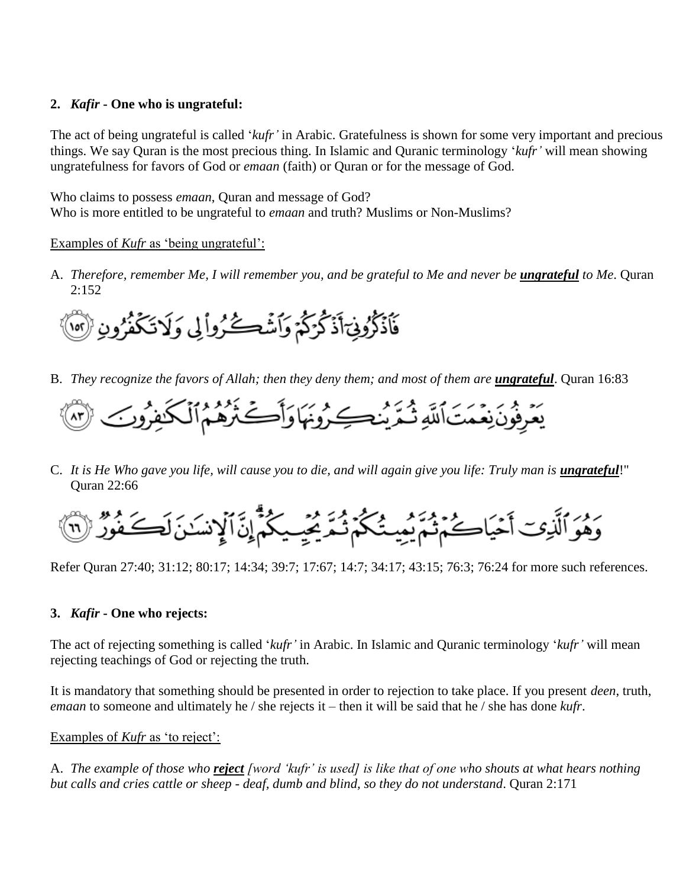**2.** ***Kafir*** **- One who is ungrateful:**

The act of being ungrateful is called '*kufr'* in Arabic. Gratefulness is shown for some very important and precious things. We say Quran is the most precious thing. In Islamic and Quranic terminology '*kufr'* will mean showing ungratefulness for favors of God or *emaan* (faith) or Quran or for the message of God.

Who claims to possess *emaan*, Quran and message of God?
Who is more entitled to be ungrateful to *emaan* and truth? Muslims or Non-Muslims?

<u>Examples of *Kufr* as 'being ungrateful':</u>

A. *Therefore, remember Me, I will remember you, and be grateful to Me and never be* ***<u>ungrateful</u>*** *to Me*. Quran 2:152

فَٱذۡكُرُونِيٓ أَذۡكُرۡكُمۡ وَٱشۡكُرُواْ لِي وَلَا تَكۡفُرُونِ ١٥٢

B. *They recognize the favors of Allah; then they deny them; and most of them are* ***<u>ungrateful</u>***. Quran 16:83

يَعۡرِفُونَ نِعۡمَتَ ٱللَّهِ ثُمَّ يُنكِرُونَهَا وَأَكۡثَرُهُمُ ٱلۡكَٰفِرُونَ ٨٣

C. *It is He Who gave you life, will cause you to die, and will again give you life: Truly man is* ***<u>ungrateful</u>***!" Quran 22:66

وَهُوَ ٱلَّذِيٓ أَحۡيَاكُمۡ ثُمَّ يُمِيتُكُمۡ ثُمَّ يُحۡيِيكُمۡۗ إِنَّ ٱلۡإِنسَٰنَ لَكَفُورٞ ٦٦

Refer Quran 27:40; 31:12; 80:17; 14:34; 39:7; 17:67; 14:7; 34:17; 43:15; 76:3; 76:24 for more such references.

**3.** ***Kafir*** **- One who rejects:**

The act of rejecting something is called '*kufr'* in Arabic. In Islamic and Quranic terminology '*kufr'* will mean rejecting teachings of God or rejecting the truth.

It is mandatory that something should be presented in order to rejection to take place. If you present *deen*, truth, *emaan* to someone and ultimately he / she rejects it – then it will be said that he / she has done *kufr*.

<u>Examples of *Kufr* as 'to reject':</u>

A. *The example of those who* ***<u>reject</u>*** *[word 'kufr' is used] is like that of one who shouts at what hears nothing but calls and cries cattle or sheep - deaf, dumb and blind, so they do not understand*. Quran 2:171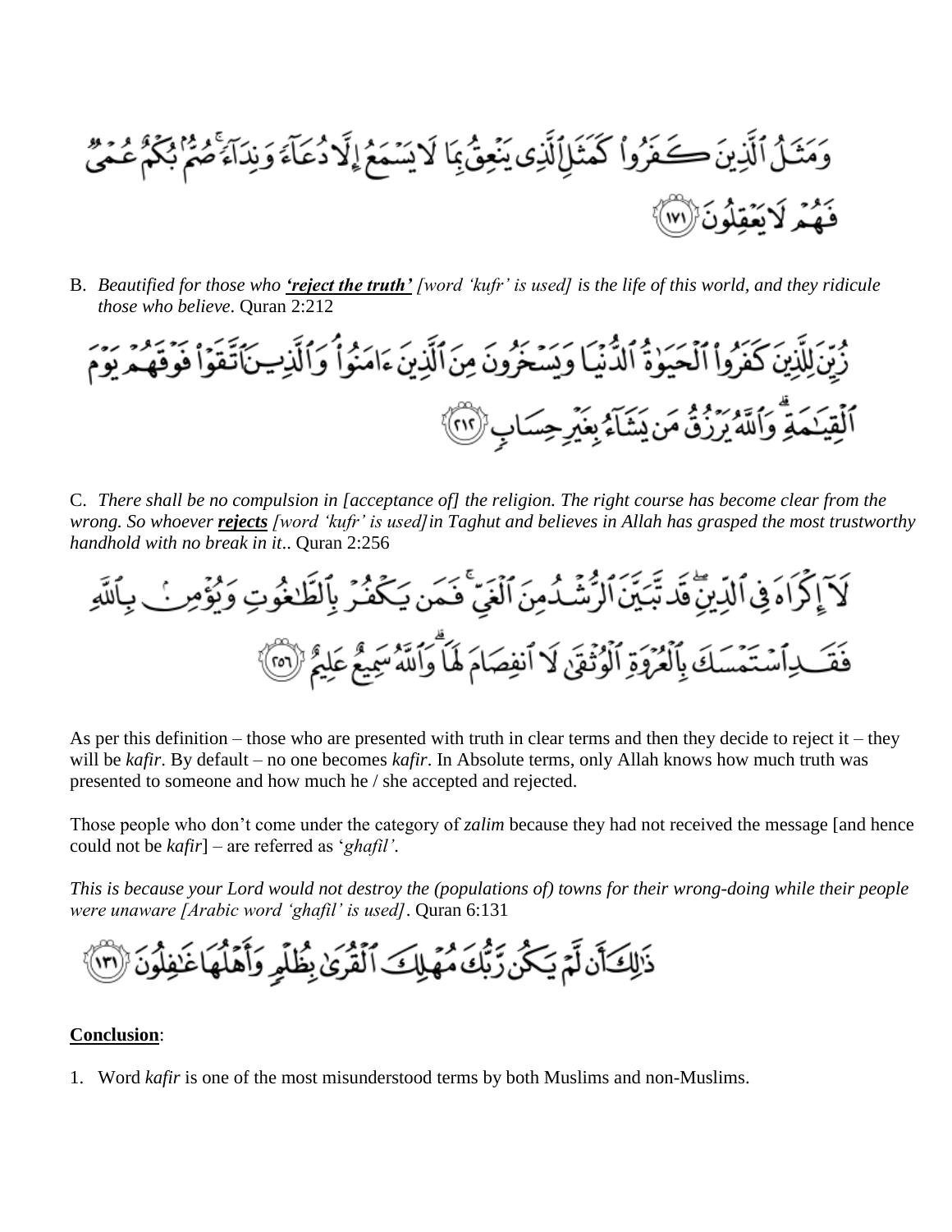وَمَثَلُ ٱلَّذِينَ كَفَرُواْ كَمَثَلِ ٱلَّذِي يَنْعِقُ بِمَا لَا يَسْمَعُ إِلَّا دُعَآءً وَنِدَآءً ۚ صُمٌّۢ بُكْمٌ عُمْيٌ فَهُمْ لَا يَعْقِلُونَ ﴿١٧١﴾

B. *Beautified for those who* ***'reject the truth'*** *[word 'kufr' is used] is the life of this world, and they ridicule those who believe*. Quran 2:212

زُيِّنَ لِلَّذِينَ كَفَرُواْ ٱلْحَيَوٰةُ ٱلدُّنْيَا وَيَسْخَرُونَ مِنَ ٱلَّذِينَ ءَامَنُواْ ۘ وَٱلَّذِينَ ٱتَّقَوْاْ فَوْقَهُمْ يَوْمَ ٱلْقِيَٰمَةِ ۗ وَٱللَّهُ يَرْزُقُ مَن يَشَآءُ بِغَيْرِ حِسَابٍ ﴿٢١٢﴾

C. *There shall be no compulsion in [acceptance of] the religion. The right course has become clear from the wrong. So whoever* ***rejects*** *[word 'kufr' is used] in Taghut and believes in Allah has grasped the most trustworthy handhold with no break in it*.. Quran 2:256

لَآ إِكْرَاهَ فِي ٱلدِّينِ ۖ قَد تَّبَيَّنَ ٱلرُّشْدُ مِنَ ٱلْغَيِّ ۚ فَمَن يَكْفُرْ بِٱلطَّٰغُوتِ وَيُؤْمِنۢ بِٱللَّهِ فَقَدِ ٱسْتَمْسَكَ بِٱلْعُرْوَةِ ٱلْوُثْقَىٰ لَا ٱنفِصَامَ لَهَا ۗ وَٱللَّهُ سَمِيعٌ عَلِيمٌ ﴿٢٥٦﴾

As per this definition – those who are presented with truth in clear terms and then they decide to reject it – they will be *kafir*. By default – no one becomes *kafir*. In Absolute terms, only Allah knows how much truth was presented to someone and how much he / she accepted and rejected.

Those people who don't come under the category of *zalim* because they had not received the message [and hence could not be *kafir*] – are referred as '*ghafil'*.

*This is because your Lord would not destroy the (populations of) towns for their wrong-doing while their people were unaware [Arabic word 'ghafil' is used]*. Quran 6:131

ذَٰلِكَ أَن لَّمْ يَكُن رَّبُّكَ مُهْلِكَ ٱلْقُرَىٰ بِظُلْمٍ وَأَهْلُهَا غَٰفِلُونَ ﴿١٣١﴾

**Conclusion**:

1. Word *kafir* is one of the most misunderstood terms by both Muslims and non-Muslims.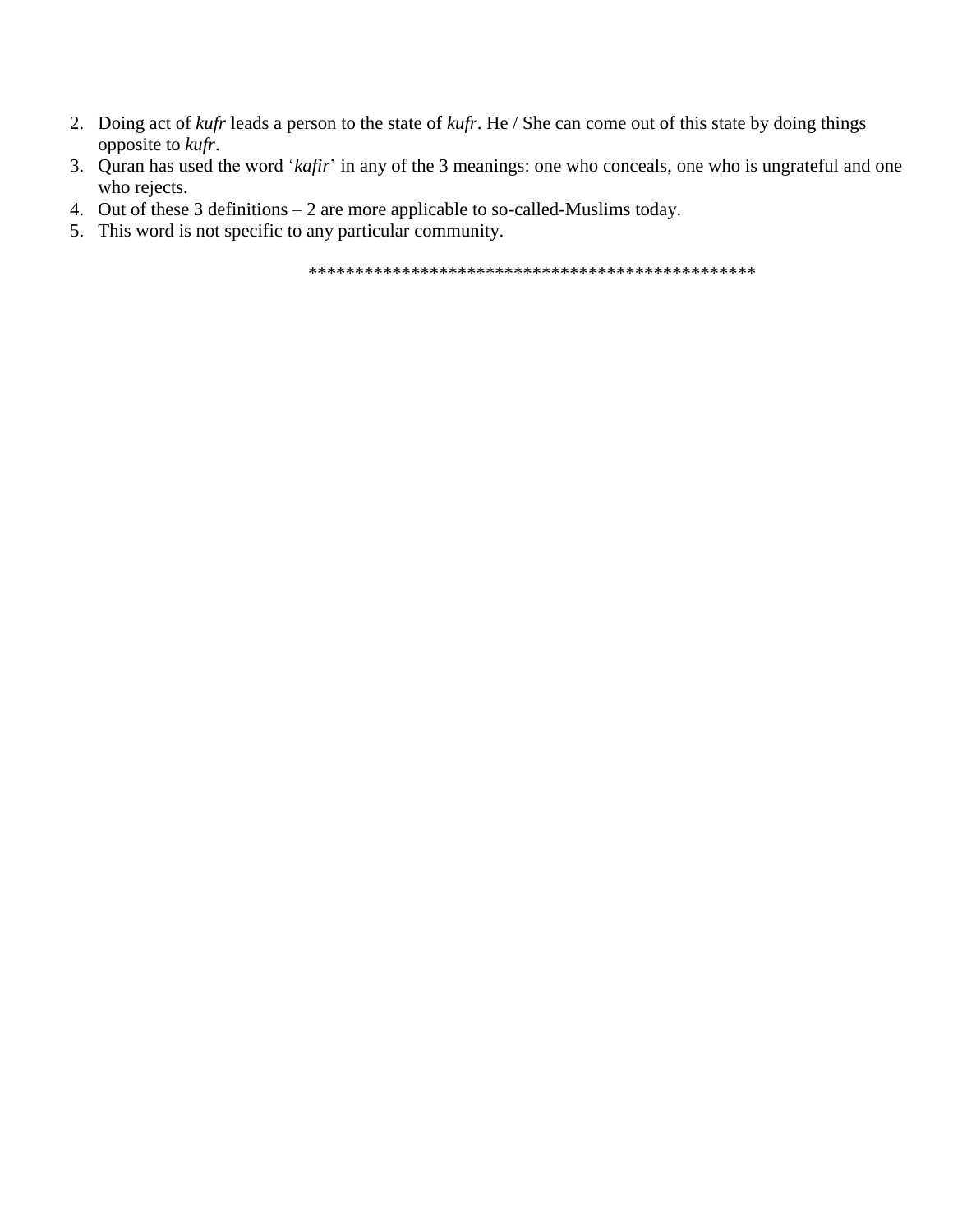2. Doing act of *kufr* leads a person to the state of *kufr*. He / She can come out of this state by doing things opposite to *kufr*.
3. Quran has used the word '*kafir*' in any of the 3 meanings: one who conceals, one who is ungrateful and one who rejects.
4. Out of these 3 definitions – 2 are more applicable to so-called-Muslims today.
5. This word is not specific to any particular community.

**************************************************